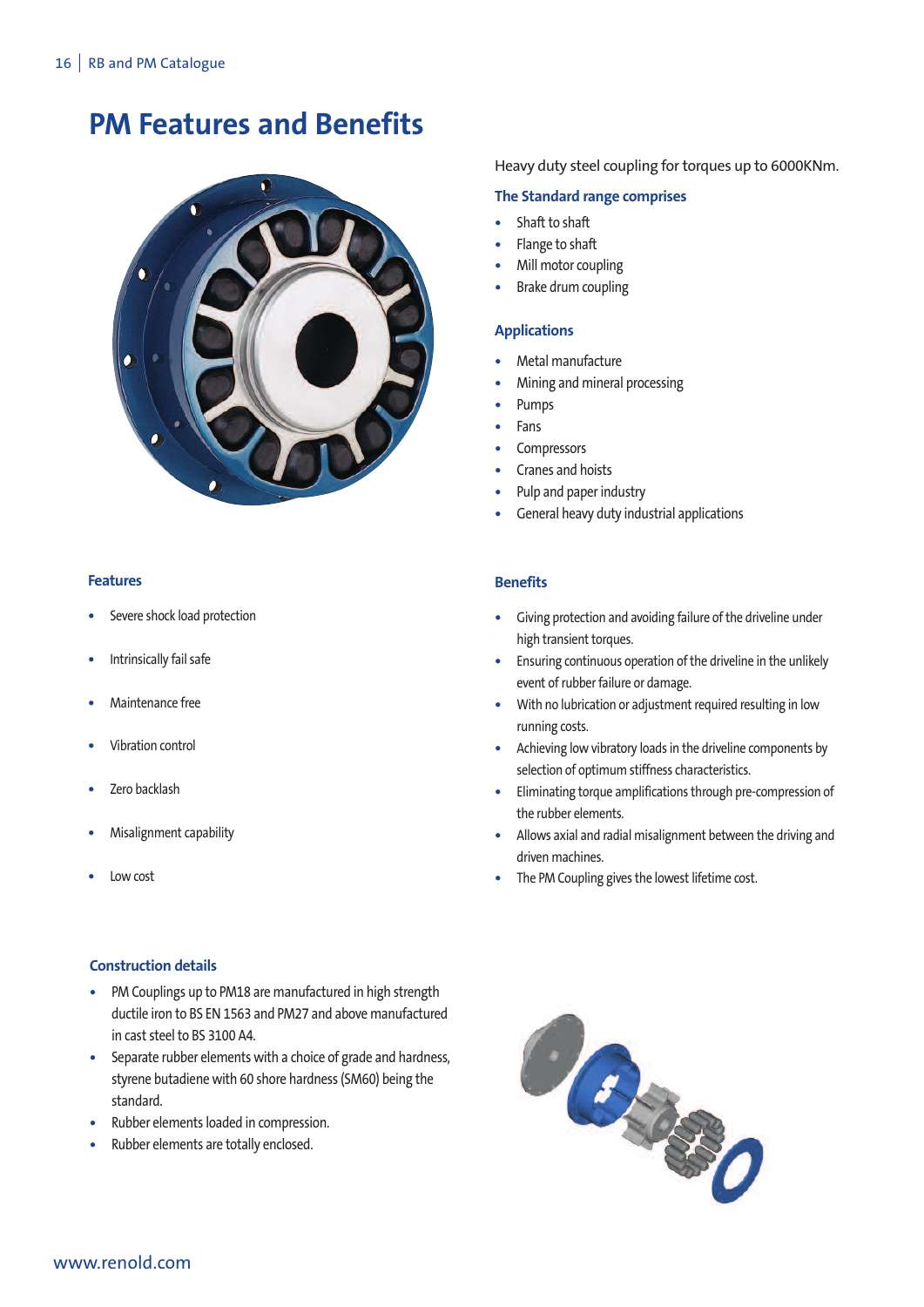# PM Features and Benefits

Heavy duty steel coupling for torques up to 6000KNm.

### The Standard range comprises

- Shaft to shaft
- Flange to shaft
- Mill motor coupling
- Brake drum coupling

### Applications

- Metal manufacture
- Mining and mineral processing
- Pumps
- Fans
- Compressors
- Cranes and hoists
- Pulp and paper industry
- General heavy duty industrial applications

### Features

- Severe shock load protection
- Intrinsically fail safe
- Maintenance free
- Vibration control
- Zero backlash
- Misalignment capability
- Low cost

### Benefits

- Giving protection and avoiding failure of the driveline under high transient torques.
- Ensuring continuous operation of the driveline in the unlikely event of rubber failure or damage.
- With no lubrication or adjustment required resulting in low running costs.
- Achieving low vibratory loads in the driveline components by selection of optimum stiffness characteristics.
- Eliminating torque amplifications through pre-compression of the rubber elements.
- Allows axial and radial misalignment between the driving and driven machines.
- The PM Coupling gives the lowest lifetime cost.

### Construction details

- PM Couplings up to PM18 are manufactured in high strength ductile iron to BS EN 1563 and PM27 and above manufactured in cast steel to BS 3100 A4.
- Separate rubber elements with a choice of grade and hardness, styrene butadiene with 60 shore hardness (SM60) being the standard.
- Rubber elements loaded in compression.
- Rubber elements are totally enclosed.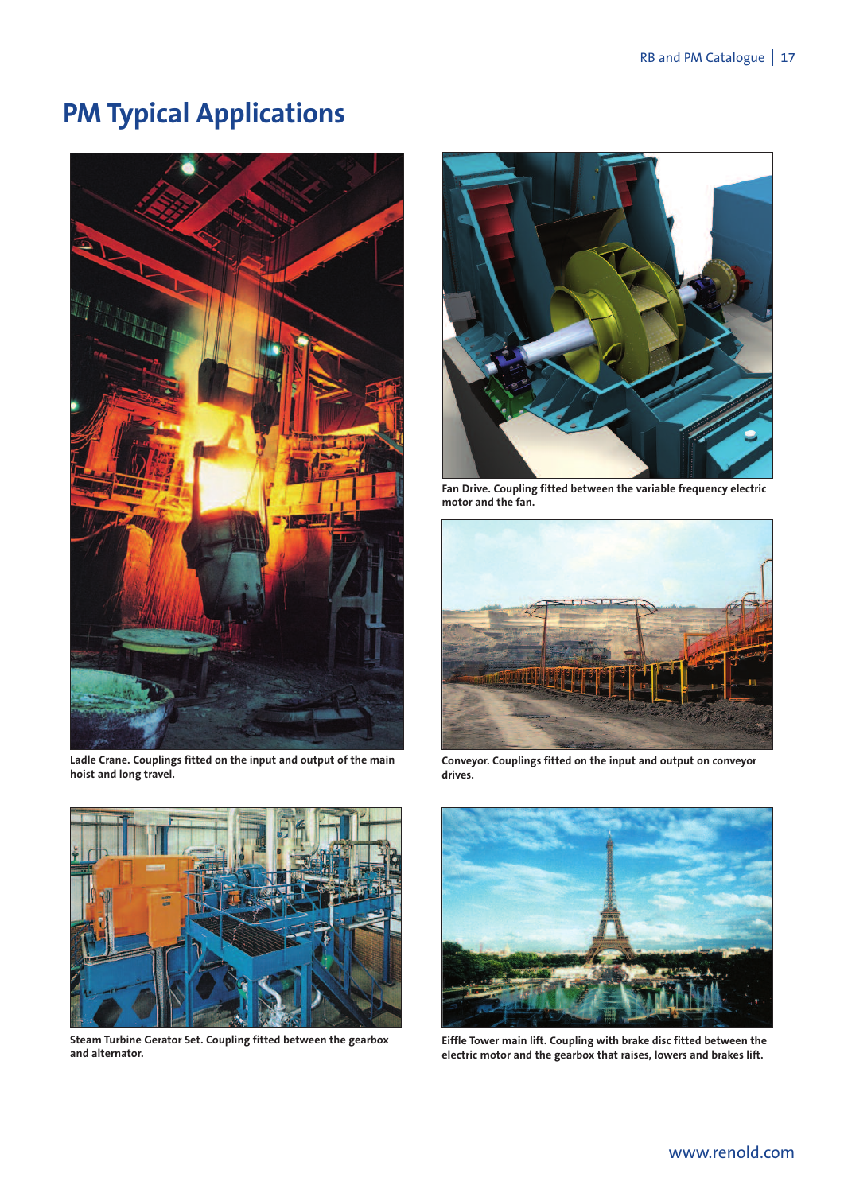# PM Typical Applications

Ladle Crane. Couplings fitted on the input and output of the main hoist and long travel.

Fan Drive. Coupling fitted between the variable frequency electric motor and the fan.

Conveyor. Couplings fitted on the input and output on conveyor drives.

Steam Turbine Gerator Set. Coupling fitted between the gearbox and alternator.

Eiffle Tower main lift. Coupling with brake disc fitted between the electric motor and the gearbox that raises, lowers and brakes lift.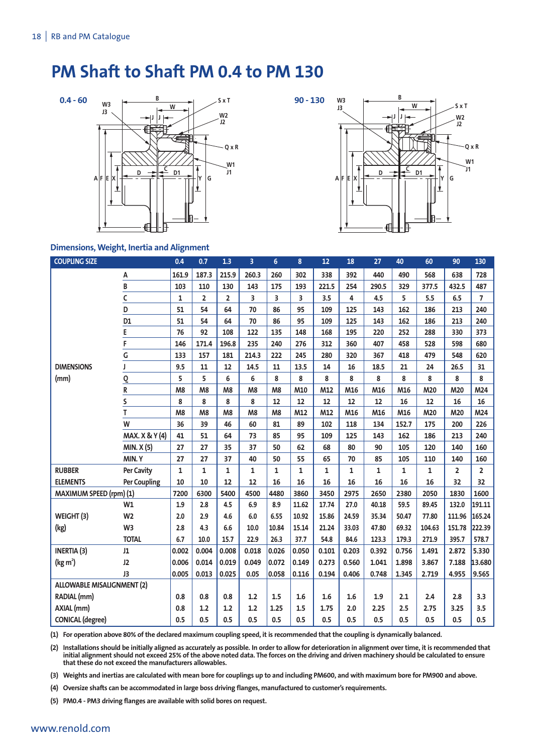# PM Shaft to Shaft PM 0.4 to PM 130

0.4 - 60

90 - 130

## Dimensions, Weight, Inertia and Alignment

| COUPLING SIZE | | 0.4 | 0.7 | 1.3 | 3 | 6 | 8 | 12 | 18 | 27 | 40 | 60 | 90 | 130 |
|---|---|---|---|---|---|---|---|---|---|---|---|---|---|---|
| DIMENSIONS (mm) | A | 161.9 | 187.3 | 215.9 | 260.3 | 260 | 302 | 338 | 392 | 440 | 490 | 568 | 638 | 728 |
| | B | 103 | 110 | 130 | 143 | 175 | 193 | 221.5 | 254 | 290.5 | 329 | 377.5 | 432.5 | 487 |
| | C | 1 | 2 | 2 | 3 | 3 | 3 | 3.5 | 4 | 4.5 | 5 | 5.5 | 6.5 | 7 |
| | D | 51 | 54 | 64 | 70 | 86 | 95 | 109 | 125 | 143 | 162 | 186 | 213 | 240 |
| | D1 | 51 | 54 | 64 | 70 | 86 | 95 | 109 | 125 | 143 | 162 | 186 | 213 | 240 |
| | E | 76 | 92 | 108 | 122 | 135 | 148 | 168 | 195 | 220 | 252 | 288 | 330 | 373 |
| | F | 146 | 171.4 | 196.8 | 235 | 240 | 276 | 312 | 360 | 407 | 458 | 528 | 598 | 680 |
| | G | 133 | 157 | 181 | 214.3 | 222 | 245 | 280 | 320 | 367 | 418 | 479 | 548 | 620 |
| | J | 9.5 | 11 | 12 | 14.5 | 11 | 13.5 | 14 | 16 | 18.5 | 21 | 24 | 26.5 | 31 |
| | Q | 5 | 5 | 6 | 6 | 8 | 8 | 8 | 8 | 8 | 8 | 8 | 8 | 8 |
| | R | M8 | M8 | M8 | M8 | M8 | M10 | M12 | M16 | M16 | M16 | M20 | M20 | M24 |
| | S | 8 | 8 | 8 | 8 | 12 | 12 | 12 | 12 | 12 | 16 | 12 | 16 | 16 |
| | T | M8 | M8 | M8 | M8 | M8 | M12 | M12 | M16 | M16 | M16 | M20 | M20 | M24 |
| | W | 36 | 39 | 46 | 60 | 81 | 89 | 102 | 118 | 134 | 152.7 | 175 | 200 | 226 |
| | MAX. X & Y (4) | 41 | 51 | 64 | 73 | 85 | 95 | 109 | 125 | 143 | 162 | 186 | 213 | 240 |
| | MIN. X (5) | 27 | 27 | 35 | 37 | 50 | 62 | 68 | 80 | 90 | 105 | 120 | 140 | 160 |
| | MIN. Y | 27 | 27 | 37 | 40 | 50 | 55 | 65 | 70 | 85 | 105 | 110 | 140 | 160 |
| RUBBER ELEMENTS | Per Cavity | 1 | 1 | 1 | 1 | 1 | 1 | 1 | 1 | 1 | 1 | 1 | 2 | 2 |
| | Per Coupling | 10 | 10 | 12 | 12 | 16 | 16 | 16 | 16 | 16 | 16 | 16 | 32 | 32 |
| MAXIMUM SPEED (rpm) (1) | | 7200 | 6300 | 5400 | 4500 | 4480 | 3860 | 3450 | 2975 | 2650 | 2380 | 2050 | 1830 | 1600 |
| WEIGHT (3) (kg) | W1 | 1.9 | 2.8 | 4.5 | 6.9 | 8.9 | 11.62 | 17.74 | 27.0 | 40.18 | 59.5 | 89.45 | 132.0 | 191.11 |
| | W2 | 2.0 | 2.9 | 4.6 | 6.0 | 6.55 | 10.92 | 15.86 | 24.59 | 35.34 | 50.47 | 77.80 | 111.96 | 165.24 |
| | W3 | 2.8 | 4.3 | 6.6 | 10.0 | 10.84 | 15.14 | 21.24 | 33.03 | 47.80 | 69.32 | 104.63 | 151.78 | 222.39 |
| | TOTAL | 6.7 | 10.0 | 15.7 | 22.9 | 26.3 | 37.7 | 54.8 | 84.6 | 123.3 | 179.3 | 271.9 | 395.7 | 578.7 |
| INERTIA (3) (kg m$^2$) | J1 | 0.002 | 0.004 | 0.008 | 0.018 | 0.026 | 0.050 | 0.101 | 0.203 | 0.392 | 0.756 | 1.491 | 2.872 | 5.330 |
| | J2 | 0.006 | 0.014 | 0.019 | 0.049 | 0.072 | 0.149 | 0.273 | 0.560 | 1.041 | 1.898 | 3.867 | 7.188 | 13.680 |
| | J3 | 0.005 | 0.013 | 0.025 | 0.05 | 0.058 | 0.116 | 0.194 | 0.406 | 0.748 | 1.345 | 2.719 | 4.955 | 9.565 |
| ALLOWABLE MISALIGNMENT (2) | | | | | | | | | | | | | | |
| RADIAL (mm) | | 0.8 | 0.8 | 0.8 | 1.2 | 1.5 | 1.6 | 1.6 | 1.6 | 1.9 | 2.1 | 2.4 | 2.8 | 3.3 |
| AXIAL (mm) | | 0.8 | 1.2 | 1.2 | 1.2 | 1.25 | 1.5 | 1.75 | 2.0 | 2.25 | 2.5 | 2.75 | 3.25 | 3.5 |
| CONICAL (degree) | | 0.5 | 0.5 | 0.5 | 0.5 | 0.5 | 0.5 | 0.5 | 0.5 | 0.5 | 0.5 | 0.5 | 0.5 | 0.5 |

(1) For operation above 80% of the declared maximum coupling speed, it is recommended that the coupling is dynamically balanced.

(2) Installations should be initially aligned as accurately as possible. In order to allow for deterioration in alignment over time, it is recommended that initial alignment should not exceed 25% of the above noted data. The forces on the driving and driven machinery should be calculated to ensure that these do not exceed the manufacturers allowables.

(3) Weights and inertias are calculated with mean bore for couplings up to and including PM600, and with maximum bore for PM900 and above.

(4) Oversize shafts can be accommodated in large boss driving flanges, manufactured to customer's requirements.

(5) PM0.4 - PM3 driving flanges are available with solid bores on request.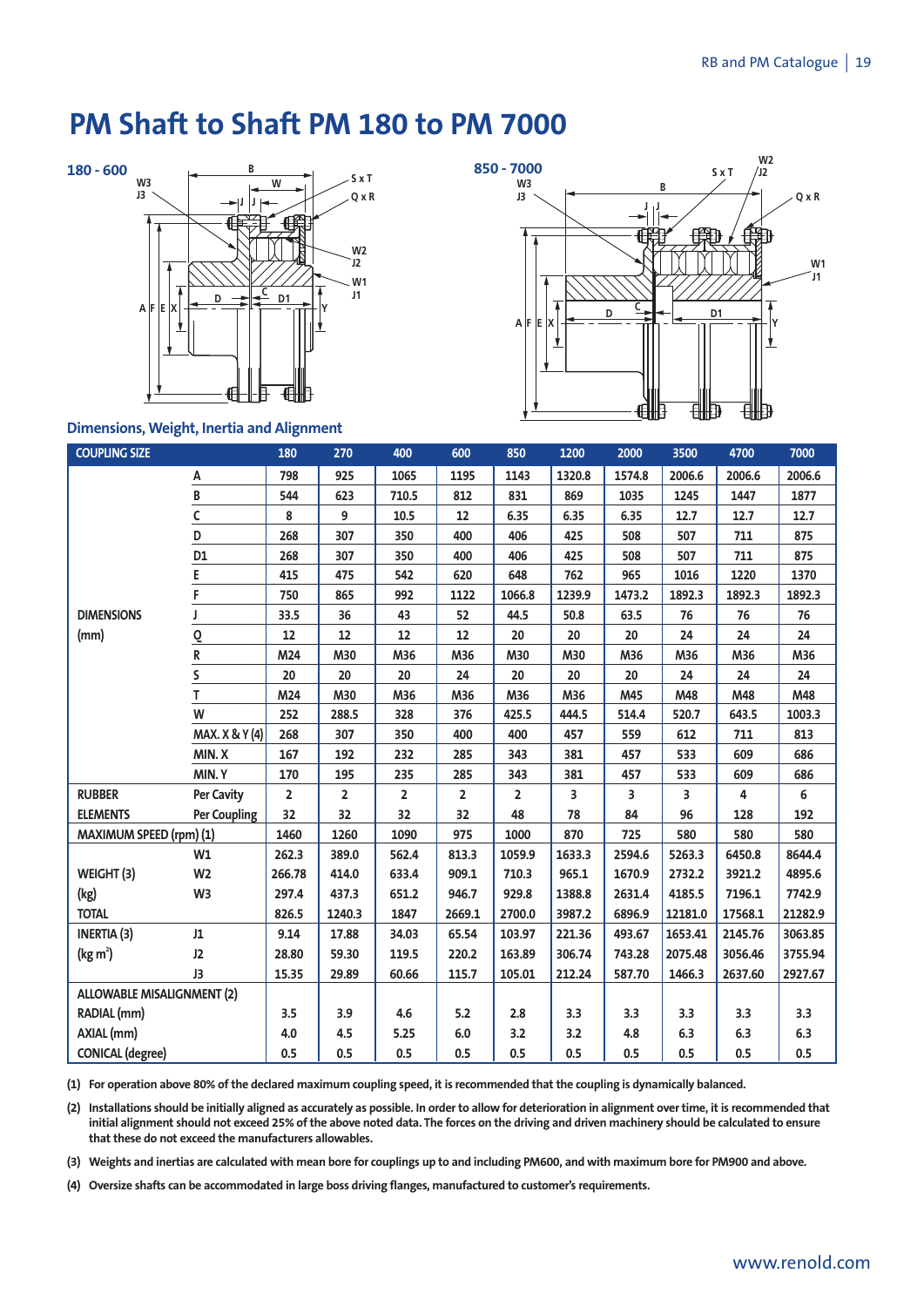# PM Shaft to Shaft PM 180 to PM 7000

180 - 600

850 - 7000

## Dimensions, Weight, Inertia and Alignment

| COUPLING SIZE | | 180 | 270 | 400 | 600 | 850 | 1200 | 2000 | 3500 | 4700 | 7000 |
|---|---|---|---|---|---|---|---|---|---|---|---|
| DIMENSIONS (mm) | A | 798 | 925 | 1065 | 1195 | 1143 | 1320.8 | 1574.8 | 2006.6 | 2006.6 | 2006.6 |
| | B | 544 | 623 | 710.5 | 812 | 831 | 869 | 1035 | 1245 | 1447 | 1877 |
| | C | 8 | 9 | 10.5 | 12 | 6.35 | 6.35 | 6.35 | 12.7 | 12.7 | 12.7 |
| | D | 268 | 307 | 350 | 400 | 406 | 425 | 508 | 507 | 711 | 875 |
| | D1 | 268 | 307 | 350 | 400 | 406 | 425 | 508 | 507 | 711 | 875 |
| | E | 415 | 475 | 542 | 620 | 648 | 762 | 965 | 1016 | 1220 | 1370 |
| | F | 750 | 865 | 992 | 1122 | 1066.8 | 1239.9 | 1473.2 | 1892.3 | 1892.3 | 1892.3 |
| | J | 33.5 | 36 | 43 | 52 | 44.5 | 50.8 | 63.5 | 76 | 76 | 76 |
| | Q | 12 | 12 | 12 | 12 | 20 | 20 | 20 | 24 | 24 | 24 |
| | R | M24 | M30 | M36 | M36 | M30 | M30 | M36 | M36 | M36 | M36 |
| | S | 20 | 20 | 20 | 24 | 20 | 20 | 20 | 24 | 24 | 24 |
| | T | M24 | M30 | M36 | M36 | M36 | M36 | M45 | M48 | M48 | M48 |
| | W | 252 | 288.5 | 328 | 376 | 425.5 | 444.5 | 514.4 | 520.7 | 643.5 | 1003.3 |
| | MAX. X & Y (4) | 268 | 307 | 350 | 400 | 400 | 457 | 559 | 612 | 711 | 813 |
| | MIN. X | 167 | 192 | 232 | 285 | 343 | 381 | 457 | 533 | 609 | 686 |
| | MIN. Y | 170 | 195 | 235 | 285 | 343 | 381 | 457 | 533 | 609 | 686 |
| RUBBER ELEMENTS | Per Cavity | 2 | 2 | 2 | 2 | 2 | 3 | 3 | 3 | 4 | 6 |
| | Per Coupling | 32 | 32 | 32 | 32 | 48 | 78 | 84 | 96 | 128 | 192 |
| MAXIMUM SPEED (rpm) (1) | | 1460 | 1260 | 1090 | 975 | 1000 | 870 | 725 | 580 | 580 | 580 |
| WEIGHT (3) (kg) | W1 | 262.3 | 389.0 | 562.4 | 813.3 | 1059.9 | 1633.3 | 2594.6 | 5263.3 | 6450.8 | 8644.4 |
| | W2 | 266.78 | 414.0 | 633.4 | 909.1 | 710.3 | 965.1 | 1670.9 | 2732.2 | 3921.2 | 4895.6 |
| | W3 | 297.4 | 437.3 | 651.2 | 946.7 | 929.8 | 1388.8 | 2631.4 | 4185.5 | 7196.1 | 7742.9 |
| TOTAL | | 826.5 | 1240.3 | 1847 | 2669.1 | 2700.0 | 3987.2 | 6896.9 | 12181.0 | 17568.1 | 21282.9 |
| INERTIA (3) ($kg\,m^2$) | J1 | 9.14 | 17.88 | 34.03 | 65.54 | 103.97 | 221.36 | 493.67 | 1653.41 | 2145.76 | 3063.85 |
| | J2 | 28.80 | 59.30 | 119.5 | 220.2 | 163.89 | 306.74 | 743.28 | 2075.48 | 3056.46 | 3755.94 |
| | J3 | 15.35 | 29.89 | 60.66 | 115.7 | 105.01 | 212.24 | 587.70 | 1466.3 | 2637.60 | 2927.67 |
| ALLOWABLE MISALIGNMENT (2) | | | | | | | | | | | |
| RADIAL (mm) | | 3.5 | 3.9 | 4.6 | 5.2 | 2.8 | 3.3 | 3.3 | 3.3 | 3.3 | 3.3 |
| AXIAL (mm) | | 4.0 | 4.5 | 5.25 | 6.0 | 3.2 | 3.2 | 4.8 | 6.3 | 6.3 | 6.3 |
| CONICAL (degree) | | 0.5 | 0.5 | 0.5 | 0.5 | 0.5 | 0.5 | 0.5 | 0.5 | 0.5 | 0.5 |

(1) For operation above 80% of the declared maximum coupling speed, it is recommended that the coupling is dynamically balanced.

(2) Installations should be initially aligned as accurately as possible. In order to allow for deterioration in alignment over time, it is recommended that initial alignment should not exceed 25% of the above noted data. The forces on the driving and driven machinery should be calculated to ensure that these do not exceed the manufacturers allowables.

(3) Weights and inertias are calculated with mean bore for couplings up to and including PM600, and with maximum bore for PM900 and above.

(4) Oversize shafts can be accommodated in large boss driving flanges, manufactured to customer's requirements.

www.renold.com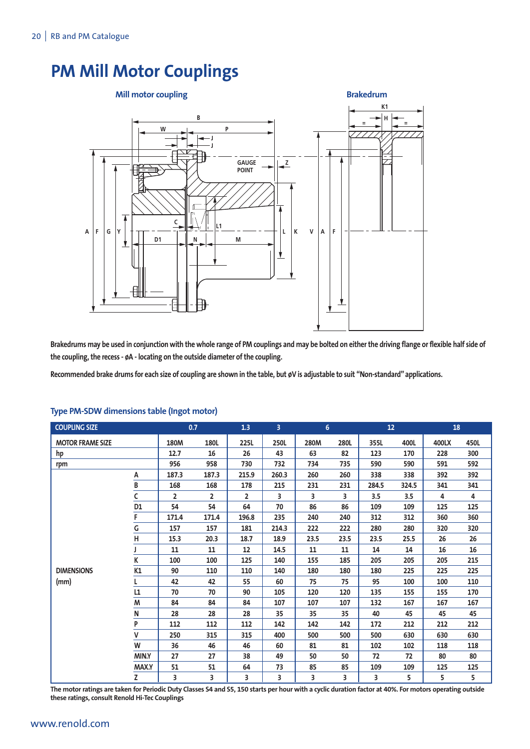# PM Mill Motor Couplings

Mill motor coupling

Brakedrum

Brakedrums may be used in conjunction with the whole range of PM couplings and may be bolted on either the driving flange or flexible half side of the coupling, the recess - øA - locating on the outside diameter of the coupling.

Recommended brake drums for each size of coupling are shown in the table, but øV is adjustable to suit "Non-standard" applications.

## Type PM-SDW dimensions table (Ingot motor)

| COUPLING SIZE | | 0.7 | | 1.3 | 3 | 6 | | 12 | | 18 | |
|---|---|---|---|---|---|---|---|---|---|---|---|
| MOTOR FRAME SIZE | | 180M | 180L | 225L | 250L | 280M | 280L | 355L | 400L | 400LX | 450L |
| hp | | 12.7 | 16 | 26 | 43 | 63 | 82 | 123 | 170 | 228 | 300 |
| rpm | | 956 | 958 | 730 | 732 | 734 | 735 | 590 | 590 | 591 | 592 |
| DIMENSIONS (mm) | A | 187.3 | 187.3 | 215.9 | 260.3 | 260 | 260 | 338 | 338 | 392 | 392 |
| | B | 168 | 168 | 178 | 215 | 231 | 231 | 284.5 | 324.5 | 341 | 341 |
| | C | 2 | 2 | 2 | 3 | 3 | 3 | 3.5 | 3.5 | 4 | 4 |
| | D1 | 54 | 54 | 64 | 70 | 86 | 86 | 109 | 109 | 125 | 125 |
| | F | 171.4 | 171.4 | 196.8 | 235 | 240 | 240 | 312 | 312 | 360 | 360 |
| | G | 157 | 157 | 181 | 214.3 | 222 | 222 | 280 | 280 | 320 | 320 |
| | H | 15.3 | 20.3 | 18.7 | 18.9 | 23.5 | 23.5 | 23.5 | 25.5 | 26 | 26 |
| | J | 11 | 11 | 12 | 14.5 | 11 | 11 | 14 | 14 | 16 | 16 |
| | K | 100 | 100 | 125 | 140 | 155 | 185 | 205 | 205 | 205 | 215 |
| | K1 | 90 | 110 | 110 | 140 | 180 | 180 | 180 | 225 | 225 | 225 |
| | L | 42 | 42 | 55 | 60 | 75 | 75 | 95 | 100 | 100 | 110 |
| | L1 | 70 | 70 | 90 | 105 | 120 | 120 | 135 | 155 | 155 | 170 |
| | M | 84 | 84 | 84 | 107 | 107 | 107 | 132 | 167 | 167 | 167 |
| | N | 28 | 28 | 28 | 35 | 35 | 35 | 40 | 45 | 45 | 45 |
| | P | 112 | 112 | 112 | 142 | 142 | 142 | 172 | 212 | 212 | 212 |
| | V | 250 | 315 | 315 | 400 | 500 | 500 | 500 | 630 | 630 | 630 |
| | W | 36 | 46 | 46 | 60 | 81 | 81 | 102 | 102 | 118 | 118 |
| | MIN.Y | 27 | 27 | 38 | 49 | 50 | 50 | 72 | 72 | 80 | 80 |
| | MAX.Y | 51 | 51 | 64 | 73 | 85 | 85 | 109 | 109 | 125 | 125 |
| | Z | 3 | 3 | 3 | 3 | 3 | 3 | 3 | 5 | 5 | 5 |

The motor ratings are taken for Periodic Duty Classes S4 and S5, 150 starts per hour with a cyclic duration factor at 40%. For motors operating outside these ratings, consult Renold Hi-Tec Couplings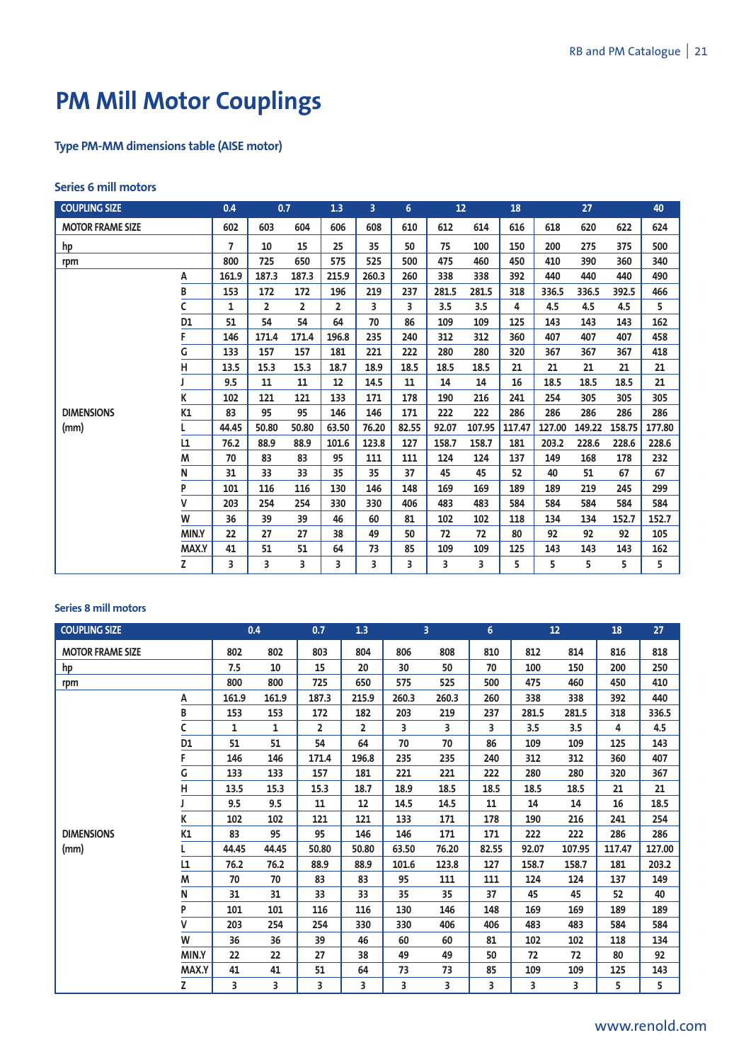# PM Mill Motor Couplings

### Type PM-MM dimensions table (AISE motor)

#### Series 6 mill motors

| COUPLING SIZE | | 0.4 | 0.7 | | 1.3 | 3 | 6 | 12 | | 18 | 27 | | | 40 |
|---|---|---|---|---|---|---|---|---|---|---|---|---|---|---|
| MOTOR FRAME SIZE | | 602 | 603 | 604 | 606 | 608 | 610 | 612 | 614 | 616 | 618 | 620 | 622 | 624 |
| hp | | 7 | 10 | 15 | 25 | 35 | 50 | 75 | 100 | 150 | 200 | 275 | 375 | 500 |
| rpm | | 800 | 725 | 650 | 575 | 525 | 500 | 475 | 460 | 450 | 410 | 390 | 360 | 340 |
| DIMENSIONS (mm) | A | 161.9 | 187.3 | 187.3 | 215.9 | 260.3 | 260 | 338 | 338 | 392 | 440 | 440 | 440 | 490 |
| | B | 153 | 172 | 172 | 196 | 219 | 237 | 281.5 | 281.5 | 318 | 336.5 | 336.5 | 392.5 | 466 |
| | C | 1 | 2 | 2 | 2 | 3 | 3 | 3.5 | 3.5 | 4 | 4.5 | 4.5 | 4.5 | 5 |
| | D1 | 51 | 54 | 54 | 64 | 70 | 86 | 109 | 109 | 125 | 143 | 143 | 143 | 162 |
| | F | 146 | 171.4 | 171.4 | 196.8 | 235 | 240 | 312 | 312 | 360 | 407 | 407 | 407 | 458 |
| | G | 133 | 157 | 157 | 181 | 221 | 222 | 280 | 280 | 320 | 367 | 367 | 367 | 418 |
| | H | 13.5 | 15.3 | 15.3 | 18.7 | 18.9 | 18.5 | 18.5 | 18.5 | 21 | 21 | 21 | 21 | 21 |
| | J | 9.5 | 11 | 11 | 12 | 14.5 | 11 | 14 | 14 | 16 | 18.5 | 18.5 | 18.5 | 21 |
| | K | 102 | 121 | 121 | 133 | 171 | 178 | 190 | 216 | 241 | 254 | 305 | 305 | 305 |
| | K1 | 83 | 95 | 95 | 146 | 146 | 171 | 222 | 222 | 286 | 286 | 286 | 286 | 286 |
| | L | 44.45 | 50.80 | 50.80 | 63.50 | 76.20 | 82.55 | 92.07 | 107.95 | 117.47 | 127.00 | 149.22 | 158.75 | 177.80 |
| | L1 | 76.2 | 88.9 | 88.9 | 101.6 | 123.8 | 127 | 158.7 | 158.7 | 181 | 203.2 | 228.6 | 228.6 | 228.6 |
| | M | 70 | 83 | 83 | 95 | 111 | 111 | 124 | 124 | 137 | 149 | 168 | 178 | 232 |
| | N | 31 | 33 | 33 | 35 | 35 | 37 | 45 | 45 | 52 | 40 | 51 | 67 | 67 |
| | P | 101 | 116 | 116 | 130 | 146 | 148 | 169 | 169 | 189 | 189 | 219 | 245 | 299 |
| | V | 203 | 254 | 254 | 330 | 330 | 406 | 483 | 483 | 584 | 584 | 584 | 584 | 584 |
| | W | 36 | 39 | 39 | 46 | 60 | 81 | 102 | 102 | 118 | 134 | 134 | 152.7 | 152.7 |
| | MIN.Y | 22 | 27 | 27 | 38 | 49 | 50 | 72 | 72 | 80 | 92 | 92 | 92 | 105 |
| | MAX.Y | 41 | 51 | 51 | 64 | 73 | 85 | 109 | 109 | 125 | 143 | 143 | 143 | 162 |
| | Z | 3 | 3 | 3 | 3 | 3 | 3 | 3 | 3 | 5 | 5 | 5 | 5 | 5 |

#### Series 8 mill motors

| COUPLING SIZE | | 0.4 | | 0.7 | 1.3 | 3 | | 6 | 12 | | 18 | 27 |
|---|---|---|---|---|---|---|---|---|---|---|---|---|
| MOTOR FRAME SIZE | | 802 | 802 | 803 | 804 | 806 | 808 | 810 | 812 | 814 | 816 | 818 |
| hp | | 7.5 | 10 | 15 | 20 | 30 | 50 | 70 | 100 | 150 | 200 | 250 |
| rpm | | 800 | 800 | 725 | 650 | 575 | 525 | 500 | 475 | 460 | 450 | 410 |
| DIMENSIONS (mm) | A | 161.9 | 161.9 | 187.3 | 215.9 | 260.3 | 260.3 | 260 | 338 | 338 | 392 | 440 |
| | B | 153 | 153 | 172 | 182 | 203 | 219 | 237 | 281.5 | 281.5 | 318 | 336.5 |
| | C | 1 | 1 | 2 | 2 | 3 | 3 | 3 | 3.5 | 3.5 | 4 | 4.5 |
| | D1 | 51 | 51 | 54 | 64 | 70 | 70 | 86 | 109 | 109 | 125 | 143 |
| | F | 146 | 146 | 171.4 | 196.8 | 235 | 235 | 240 | 312 | 312 | 360 | 407 |
| | G | 133 | 133 | 157 | 181 | 221 | 221 | 222 | 280 | 280 | 320 | 367 |
| | H | 13.5 | 15.3 | 15.3 | 18.7 | 18.9 | 18.5 | 18.5 | 18.5 | 18.5 | 21 | 21 |
| | J | 9.5 | 9.5 | 11 | 12 | 14.5 | 14.5 | 11 | 14 | 14 | 16 | 18.5 |
| | K | 102 | 102 | 121 | 121 | 133 | 171 | 178 | 190 | 216 | 241 | 254 |
| | K1 | 83 | 95 | 95 | 146 | 146 | 171 | 171 | 222 | 222 | 286 | 286 |
| | L | 44.45 | 44.45 | 50.80 | 50.80 | 63.50 | 76.20 | 82.55 | 92.07 | 107.95 | 117.47 | 127.00 |
| | L1 | 76.2 | 76.2 | 88.9 | 88.9 | 101.6 | 123.8 | 127 | 158.7 | 158.7 | 181 | 203.2 |
| | M | 70 | 70 | 83 | 83 | 95 | 111 | 111 | 124 | 124 | 137 | 149 |
| | N | 31 | 31 | 33 | 33 | 35 | 35 | 37 | 45 | 45 | 52 | 40 |
| | P | 101 | 101 | 116 | 116 | 130 | 146 | 148 | 169 | 169 | 189 | 189 |
| | V | 203 | 254 | 254 | 330 | 330 | 406 | 406 | 483 | 483 | 584 | 584 |
| | W | 36 | 36 | 39 | 46 | 60 | 60 | 81 | 102 | 102 | 118 | 134 |
| | MIN.Y | 22 | 22 | 27 | 38 | 49 | 49 | 50 | 72 | 72 | 80 | 92 |
| | MAX.Y | 41 | 41 | 51 | 64 | 73 | 73 | 85 | 109 | 109 | 125 | 143 |
| | Z | 3 | 3 | 3 | 3 | 3 | 3 | 3 | 3 | 3 | 5 | 5 |

www.renold.com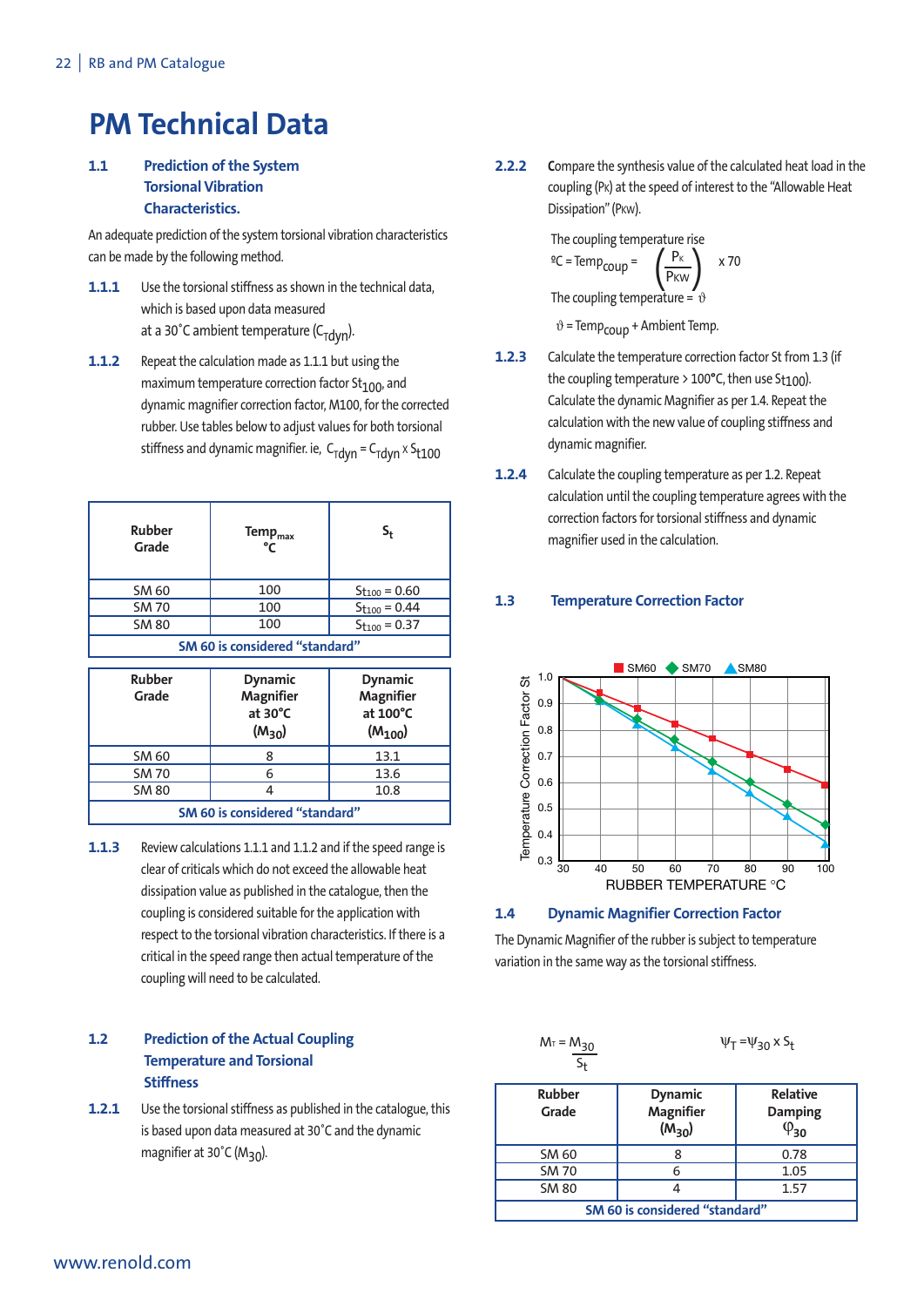# PM Technical Data

## 1.1 Prediction of the System Torsional Vibration Characteristics.

An adequate prediction of the system torsional vibration characteristics can be made by the following method.

**1.1.1** Use the torsional stiffness as shown in the technical data, which is based upon data measured at a 30˚C ambient temperature ($C_{Tdyn}$).

**1.1.2** Repeat the calculation made as 1.1.1 but using the maximum temperature correction factor $St_{100}$, and dynamic magnifier correction factor, M100, for the corrected rubber. Use tables below to adjust values for both torsional stiffness and dynamic magnifier. ie, $C_{Tdyn} = C_{Tdyn} \times S_{t100}$

| Rubber Grade | Temp$_{max}$ °C | $S_t$ |
|---|---|---|
| SM 60 | 100 | $St_{100}$ = 0.60 |
| SM 70 | 100 | $St_{100}$ = 0.44 |
| SM 80 | 100 | $St_{100}$ = 0.37 |
| **SM 60 is considered "standard"** | | |

| Rubber Grade | Dynamic Magnifier at 30°C ($M_{30}$) | Dynamic Magnifier at 100°C ($M_{100}$) |
|---|---|---|
| SM 60 | 8 | 13.1 |
| SM 70 | 6 | 13.6 |
| SM 80 | 4 | 10.8 |
| **SM 60 is considered "standard"** | | |

**1.1.3** Review calculations 1.1.1 and 1.1.2 and if the speed range is clear of criticals which do not exceed the allowable heat dissipation value as published in the catalogue, then the coupling is considered suitable for the application with respect to the torsional vibration characteristics. If there is a critical in the speed range then actual temperature of the coupling will need to be calculated.

## 1.2 Prediction of the Actual Coupling Temperature and Torsional Stiffness

**1.2.1** Use the torsional stiffness as published in the catalogue, this is based upon data measured at 30˚C and the dynamic magnifier at 30˚C ($M_{30}$).

**2.2.2** Compare the synthesis value of the calculated heat load in the coupling ($P_K$) at the speed of interest to the "Allowable Heat Dissipation" ($P_{KW}$).

The coupling temperature rise

$$ºC = Temp_{coup} = \left(\frac{P_K}{P_{KW}}\right) \times 70$$

The coupling temperature = $\vartheta$

$$\vartheta = Temp_{coup} + \text{Ambient Temp.}$$

**1.2.3** Calculate the temperature correction factor St from 1.3 (if the coupling temperature > 100°C, then use $St_{100}$). Calculate the dynamic Magnifier as per 1.4. Repeat the calculation with the new value of coupling stiffness and dynamic magnifier.

**1.2.4** Calculate the coupling temperature as per 1.2. Repeat calculation until the coupling temperature agrees with the correction factors for torsional stiffness and dynamic magnifier used in the calculation.

## 1.3 Temperature Correction Factor

## 1.4 Dynamic Magnifier Correction Factor

The Dynamic Magnifier of the rubber is subject to temperature variation in the same way as the torsional stiffness.

$$M_T = \frac{M_{30}}{S_t} \qquad \psi_T = \psi_{30} \times S_t$$

| Rubber Grade | Dynamic Magnifier ($M_{30}$) | Relative Damping $\varphi_{30}$ |
|---|---|---|
| SM 60 | 8 | 0.78 |
| SM 70 | 6 | 1.05 |
| SM 80 | 4 | 1.57 |
| **SM 60 is considered "standard"** | | |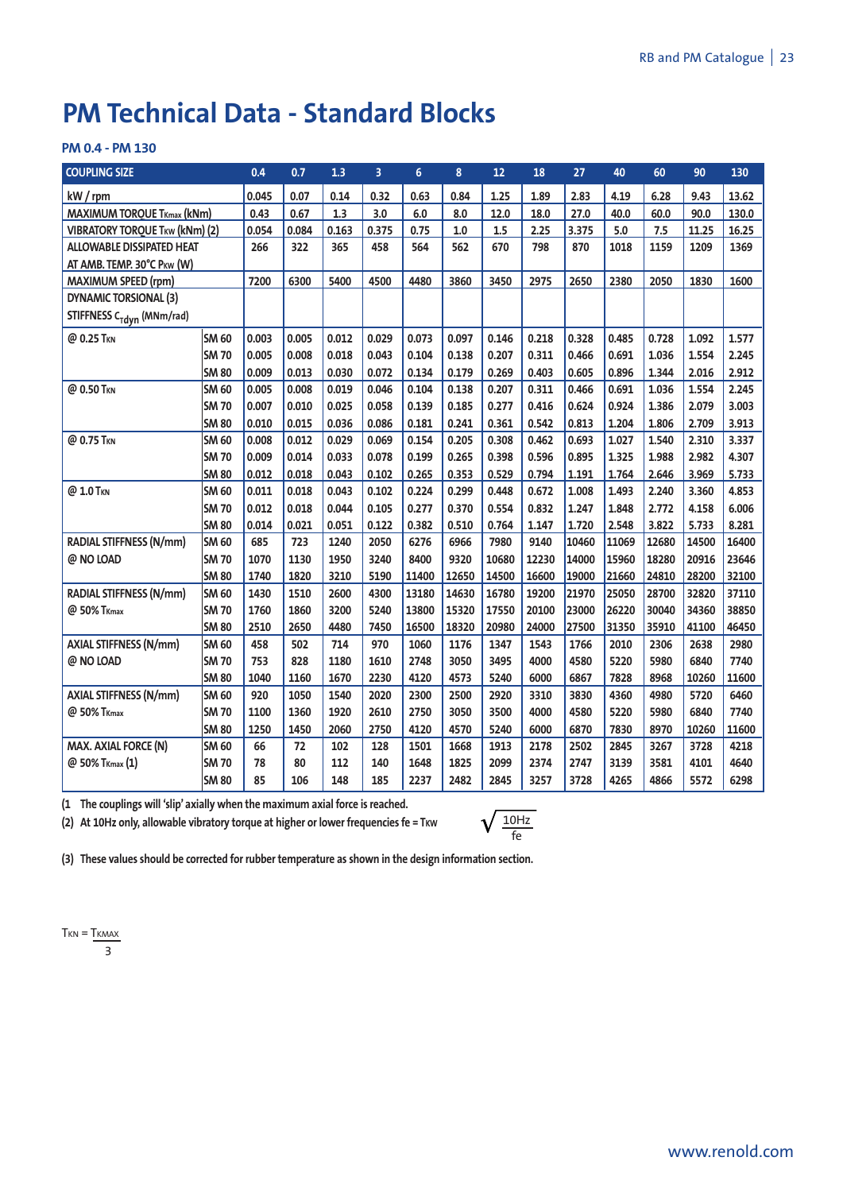# PM Technical Data - Standard Blocks

### PM 0.4 - PM 130

| COUPLING SIZE | | 0.4 | 0.7 | 1.3 | 3 | 6 | 8 | 12 | 18 | 27 | 40 | 60 | 90 | 130 |
|---|---|---|---|---|---|---|---|---|---|---|---|---|---|---|
| kW / rpm | | 0.045 | 0.07 | 0.14 | 0.32 | 0.63 | 0.84 | 1.25 | 1.89 | 2.83 | 4.19 | 6.28 | 9.43 | 13.62 |
| MAXIMUM TORQUE $T_{Kmax}$ (kNm) | | 0.43 | 0.67 | 1.3 | 3.0 | 6.0 | 8.0 | 12.0 | 18.0 | 27.0 | 40.0 | 60.0 | 90.0 | 130.0 |
| VIBRATORY TORQUE $T_{KW}$ (kNm) (2) | | 0.054 | 0.084 | 0.163 | 0.375 | 0.75 | 1.0 | 1.5 | 2.25 | 3.375 | 5.0 | 7.5 | 11.25 | 16.25 |
| ALLOWABLE DISSIPATED HEAT AT AMB. TEMP. 30°C $P_{KW}$ (W) | | 266 | 322 | 365 | 458 | 564 | 562 | 670 | 798 | 870 | 1018 | 1159 | 1209 | 1369 |
| MAXIMUM SPEED (rpm) | | 7200 | 6300 | 5400 | 4500 | 4480 | 3860 | 3450 | 2975 | 2650 | 2380 | 2050 | 1830 | 1600 |
| DYNAMIC TORSIONAL (3) STIFFNESS $C_{Tdyn}$ (MNm/rad) | | | | | | | | | | | | | | |
| @ 0.25 $T_{KN}$ | SM 60 | 0.003 | 0.005 | 0.012 | 0.029 | 0.073 | 0.097 | 0.146 | 0.218 | 0.328 | 0.485 | 0.728 | 1.092 | 1.577 |
| | SM 70 | 0.005 | 0.008 | 0.018 | 0.043 | 0.104 | 0.138 | 0.207 | 0.311 | 0.466 | 0.691 | 1.036 | 1.554 | 2.245 |
| | SM 80 | 0.009 | 0.013 | 0.030 | 0.072 | 0.134 | 0.179 | 0.269 | 0.403 | 0.605 | 0.896 | 1.344 | 2.016 | 2.912 |
| @ 0.50 $T_{KN}$ | SM 60 | 0.005 | 0.008 | 0.019 | 0.046 | 0.104 | 0.138 | 0.207 | 0.311 | 0.466 | 0.691 | 1.036 | 1.554 | 2.245 |
| | SM 70 | 0.007 | 0.010 | 0.025 | 0.058 | 0.139 | 0.185 | 0.277 | 0.416 | 0.624 | 0.924 | 1.386 | 2.079 | 3.003 |
| | SM 80 | 0.010 | 0.015 | 0.036 | 0.086 | 0.181 | 0.241 | 0.361 | 0.542 | 0.813 | 1.204 | 1.806 | 2.709 | 3.913 |
| @ 0.75 $T_{KN}$ | SM 60 | 0.008 | 0.012 | 0.029 | 0.069 | 0.154 | 0.205 | 0.308 | 0.462 | 0.693 | 1.027 | 1.540 | 2.310 | 3.337 |
| | SM 70 | 0.009 | 0.014 | 0.033 | 0.078 | 0.199 | 0.265 | 0.398 | 0.596 | 0.895 | 1.325 | 1.988 | 2.982 | 4.307 |
| | SM 80 | 0.012 | 0.018 | 0.043 | 0.102 | 0.265 | 0.353 | 0.529 | 0.794 | 1.191 | 1.764 | 2.646 | 3.969 | 5.733 |
| @ 1.0 $T_{KN}$ | SM 60 | 0.011 | 0.018 | 0.043 | 0.102 | 0.224 | 0.299 | 0.448 | 0.672 | 1.008 | 1.493 | 2.240 | 3.360 | 4.853 |
| | SM 70 | 0.012 | 0.018 | 0.044 | 0.105 | 0.277 | 0.370 | 0.554 | 0.832 | 1.247 | 1.848 | 2.772 | 4.158 | 6.006 |
| | SM 80 | 0.014 | 0.021 | 0.051 | 0.122 | 0.382 | 0.510 | 0.764 | 1.147 | 1.720 | 2.548 | 3.822 | 5.733 | 8.281 |
| RADIAL STIFFNESS (N/mm) @ NO LOAD | SM 60 | 685 | 723 | 1240 | 2050 | 6276 | 6966 | 7980 | 9140 | 10460 | 11069 | 12680 | 14500 | 16400 |
| | SM 70 | 1070 | 1130 | 1950 | 3240 | 8400 | 9320 | 10680 | 12230 | 14000 | 15960 | 18280 | 20916 | 23646 |
| | SM 80 | 1740 | 1820 | 3210 | 5190 | 11400 | 12650 | 14500 | 16600 | 19000 | 21660 | 24810 | 28200 | 32100 |
| RADIAL STIFFNESS (N/mm) @ 50% $T_{Kmax}$ | SM 60 | 1430 | 1510 | 2600 | 4300 | 13180 | 14630 | 16780 | 19200 | 21970 | 25050 | 28700 | 32820 | 37110 |
| | SM 70 | 1760 | 1860 | 3200 | 5240 | 13800 | 15320 | 17550 | 20100 | 23000 | 26220 | 30040 | 34360 | 38850 |
| | SM 80 | 2510 | 2650 | 4480 | 7450 | 16500 | 18320 | 20980 | 24000 | 27500 | 31350 | 35910 | 41100 | 46450 |
| AXIAL STIFFNESS (N/mm) @ NO LOAD | SM 60 | 458 | 502 | 714 | 970 | 1060 | 1176 | 1347 | 1543 | 1766 | 2010 | 2306 | 2638 | 2980 |
| | SM 70 | 753 | 828 | 1180 | 1610 | 2748 | 3050 | 3495 | 4000 | 4580 | 5220 | 5980 | 6840 | 7740 |
| | SM 80 | 1040 | 1160 | 1670 | 2230 | 4120 | 4573 | 5240 | 6000 | 6867 | 7828 | 8968 | 10260 | 11600 |
| AXIAL STIFFNESS (N/mm) @ 50% $T_{Kmax}$ | SM 60 | 920 | 1050 | 1540 | 2020 | 2300 | 2500 | 2920 | 3310 | 3830 | 4360 | 4980 | 5720 | 6460 |
| | SM 70 | 1100 | 1360 | 1920 | 2610 | 2750 | 3050 | 3500 | 4000 | 4580 | 5220 | 5980 | 6840 | 7740 |
| | SM 80 | 1250 | 1450 | 2060 | 2750 | 4120 | 4570 | 5240 | 6000 | 6870 | 7830 | 8970 | 10260 | 11600 |
| MAX. AXIAL FORCE (N) @ 50% $T_{Kmax}$ (1) | SM 60 | 66 | 72 | 102 | 128 | 1501 | 1668 | 1913 | 2178 | 2502 | 2845 | 3267 | 3728 | 4218 |
| | SM 70 | 78 | 80 | 112 | 140 | 1648 | 1825 | 2099 | 2374 | 2747 | 3139 | 3581 | 4101 | 4640 |
| | SM 80 | 85 | 106 | 148 | 185 | 2237 | 2482 | 2845 | 3257 | 3728 | 4265 | 4866 | 5572 | 6298 |

(1 The couplings will 'slip' axially when the maximum axial force is reached.

(2) At 10Hz only, allowable vibratory torque at higher or lower frequencies $f_e = T_{KW} \sqrt{\frac{10Hz}{f_e}}$

(3) These values should be corrected for rubber temperature as shown in the design information section.

$$T_{KN} = \frac{T_{KMAX}}{3}$$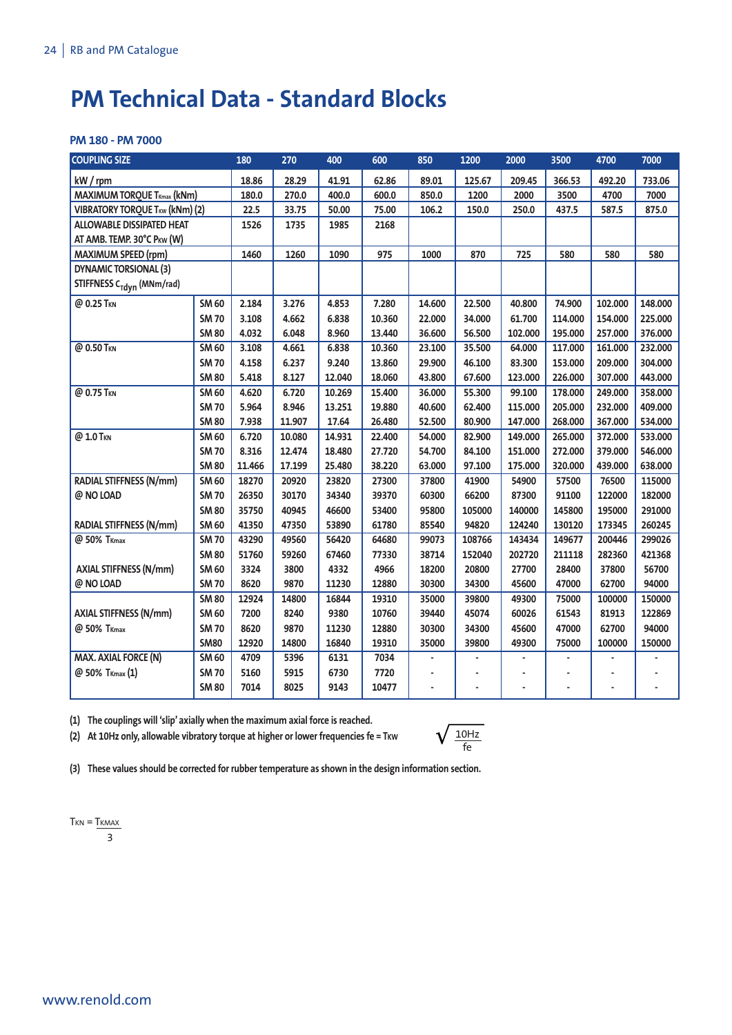# PM Technical Data - Standard Blocks

### PM 180 - PM 7000

| COUPLING SIZE | | 180 | 270 | 400 | 600 | 850 | 1200 | 2000 | 3500 | 4700 | 7000 |
|---|---|---|---|---|---|---|---|---|---|---|---|
| kW / rpm | | 18.86 | 28.29 | 41.91 | 62.86 | 89.01 | 125.67 | 209.45 | 366.53 | 492.20 | 733.06 |
| MAXIMUM TORQUE $T_{Kmax}$ (kNm) | | 180.0 | 270.0 | 400.0 | 600.0 | 850.0 | 1200 | 2000 | 3500 | 4700 | 7000 |
| VIBRATORY TORQUE $T_{KW}$ (kNm) (2) | | 22.5 | 33.75 | 50.00 | 75.00 | 106.2 | 150.0 | 250.0 | 437.5 | 587.5 | 875.0 |
| ALLOWABLE DISSIPATED HEAT AT AMB. TEMP. 30°C $P_{KW}$ (W) | | 1526 | 1735 | 1985 | 2168 | | | | | | |
| MAXIMUM SPEED (rpm) | | 1460 | 1260 | 1090 | 975 | 1000 | 870 | 725 | 580 | 580 | 580 |
| DYNAMIC TORSIONAL (3) STIFFNESS $C_{Tdyn}$ (MNm/rad) | | | | | | | | | | | |
| @ 0.25 $T_{KN}$ | SM 60 | 2.184 | 3.276 | 4.853 | 7.280 | 14.600 | 22.500 | 40.800 | 74.900 | 102.000 | 148.000 |
| | SM 70 | 3.108 | 4.662 | 6.838 | 10.360 | 22.000 | 34.000 | 61.700 | 114.000 | 154.000 | 225.000 |
| | SM 80 | 4.032 | 6.048 | 8.960 | 13.440 | 36.600 | 56.500 | 102.000 | 195.000 | 257.000 | 376.000 |
| @ 0.50 $T_{KN}$ | SM 60 | 3.108 | 4.661 | 6.838 | 10.360 | 23.100 | 35.500 | 64.000 | 117.000 | 161.000 | 232.000 |
| | SM 70 | 4.158 | 6.237 | 9.240 | 13.860 | 29.900 | 46.100 | 83.300 | 153.000 | 209.000 | 304.000 |
| | SM 80 | 5.418 | 8.127 | 12.040 | 18.060 | 43.800 | 67.600 | 123.000 | 226.000 | 307.000 | 443.000 |
| @ 0.75 $T_{KN}$ | SM 60 | 4.620 | 6.720 | 10.269 | 15.400 | 36.000 | 55.300 | 99.100 | 178.000 | 249.000 | 358.000 |
| | SM 70 | 5.964 | 8.946 | 13.251 | 19.880 | 40.600 | 62.400 | 115.000 | 205.000 | 232.000 | 409.000 |
| | SM 80 | 7.938 | 11.907 | 17.64 | 26.480 | 52.500 | 80.900 | 147.000 | 268.000 | 367.000 | 534.000 |
| @ 1.0 $T_{KN}$ | SM 60 | 6.720 | 10.080 | 14.931 | 22.400 | 54.000 | 82.900 | 149.000 | 265.000 | 372.000 | 533.000 |
| | SM 70 | 8.316 | 12.474 | 18.480 | 27.720 | 54.700 | 84.100 | 151.000 | 272.000 | 379.000 | 546.000 |
| | SM 80 | 11.466 | 17.199 | 25.480 | 38.220 | 63.000 | 97.100 | 175.000 | 320.000 | 439.000 | 638.000 |
| RADIAL STIFFNESS (N/mm) @ NO LOAD | SM 60 | 18270 | 20920 | 23820 | 27300 | 37800 | 41900 | 54900 | 57500 | 76500 | 115000 |
| | SM 70 | 26350 | 30170 | 34340 | 39370 | 60300 | 66200 | 87300 | 91100 | 122000 | 182000 |
| | SM 80 | 35750 | 40945 | 46600 | 53400 | 95800 | 105000 | 140000 | 145800 | 195000 | 291000 |
| RADIAL STIFFNESS (N/mm) @ 50% $T_{Kmax}$ | SM 60 | 41350 | 47350 | 53890 | 61780 | 85540 | 94820 | 124240 | 130120 | 173345 | 260245 |
| | SM 70 | 43290 | 49560 | 56420 | 64680 | 99073 | 108766 | 143434 | 149677 | 200446 | 299026 |
| | SM 80 | 51760 | 59260 | 67460 | 77330 | 38714 | 152040 | 202720 | 211118 | 282360 | 421368 |
| AXIAL STIFFNESS (N/mm) @ NO LOAD | SM 60 | 3324 | 3800 | 4332 | 4966 | 18200 | 20800 | 27700 | 28400 | 37800 | 56700 |
| | SM 70 | 8620 | 9870 | 11230 | 12880 | 30300 | 34300 | 45600 | 47000 | 62700 | 94000 |
| | SM 80 | 12924 | 14800 | 16844 | 19310 | 35000 | 39800 | 49300 | 75000 | 100000 | 150000 |
| AXIAL STIFFNESS (N/mm) @ 50% $T_{Kmax}$ | SM 60 | 7200 | 8240 | 9380 | 10760 | 39440 | 45074 | 60026 | 61543 | 81913 | 122869 |
| | SM 70 | 8620 | 9870 | 11230 | 12880 | 30300 | 34300 | 45600 | 47000 | 62700 | 94000 |
| | SM80 | 12920 | 14800 | 16840 | 19310 | 35000 | 39800 | 49300 | 75000 | 100000 | 150000 |
| MAX. AXIAL FORCE (N) @ 50% $T_{Kmax}$ (1) | SM 60 | 4709 | 5396 | 6131 | 7034 | - | - | - | - | - | - |
| | SM 70 | 5160 | 5915 | 6730 | 7720 | - | - | - | - | - | - |
| | SM 80 | 7014 | 8025 | 9143 | 10477 | - | - | - | - | - | - |

(1) The couplings will 'slip' axially when the maximum axial force is reached.

(2) At 10Hz only, allowable vibratory torque at higher or lower frequencies $f_e = T_{KW} \sqrt{\frac{10Hz}{f_e}}$

(3) These values should be corrected for rubber temperature as shown in the design information section.

$T_{KN} = \frac{T_{KMAX}}{3}$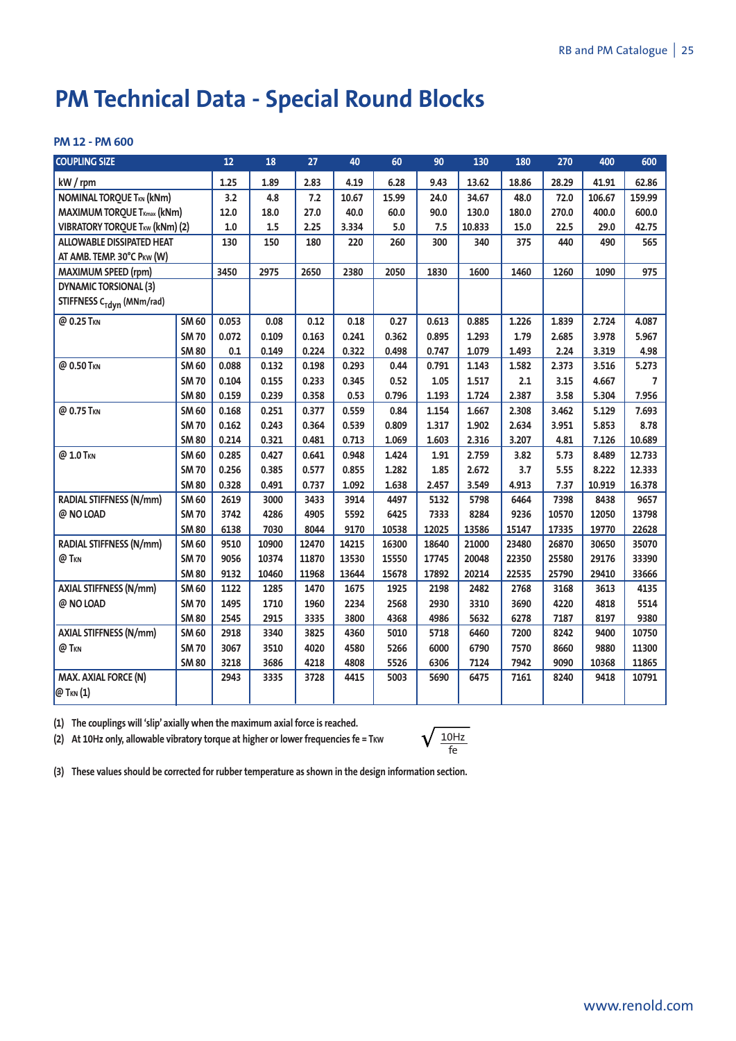# PM Technical Data - Special Round Blocks

### PM 12 - PM 600

| COUPLING SIZE | | 12 | 18 | 27 | 40 | 60 | 90 | 130 | 180 | 270 | 400 | 600 |
|---|---|---|---|---|---|---|---|---|---|---|---|---|
| kW / rpm | | 1.25 | 1.89 | 2.83 | 4.19 | 6.28 | 9.43 | 13.62 | 18.86 | 28.29 | 41.91 | 62.86 |
| NOMINAL TORQUE $T_{KN}$ (kNm) | | 3.2 | 4.8 | 7.2 | 10.67 | 15.99 | 24.0 | 34.67 | 48.0 | 72.0 | 106.67 | 159.99 |
| MAXIMUM TORQUE $T_{Kmax}$ (kNm) | | 12.0 | 18.0 | 27.0 | 40.0 | 60.0 | 90.0 | 130.0 | 180.0 | 270.0 | 400.0 | 600.0 |
| VIBRATORY TORQUE $T_{KW}$ (kNm) (2) | | 1.0 | 1.5 | 2.25 | 3.334 | 5.0 | 7.5 | 10.833 | 15.0 | 22.5 | 29.0 | 42.75 |
| ALLOWABLE DISSIPATED HEAT AT AMB. TEMP. 30°C $P_{KW}$ (W) | | 130 | 150 | 180 | 220 | 260 | 300 | 340 | 375 | 440 | 490 | 565 |
| MAXIMUM SPEED (rpm) | | 3450 | 2975 | 2650 | 2380 | 2050 | 1830 | 1600 | 1460 | 1260 | 1090 | 975 |
| DYNAMIC TORSIONAL (3) STIFFNESS $C_{Tdyn}$ (MNm/rad) | | | | | | | | | | | | |
| @ 0.25 $T_{KN}$ | SM 60 | 0.053 | 0.08 | 0.12 | 0.18 | 0.27 | 0.613 | 0.885 | 1.226 | 1.839 | 2.724 | 4.087 |
| | SM 70 | 0.072 | 0.109 | 0.163 | 0.241 | 0.362 | 0.895 | 1.293 | 1.79 | 2.685 | 3.978 | 5.967 |
| | SM 80 | 0.1 | 0.149 | 0.224 | 0.322 | 0.498 | 0.747 | 1.079 | 1.493 | 2.24 | 3.319 | 4.98 |
| @ 0.50 $T_{KN}$ | SM 60 | 0.088 | 0.132 | 0.198 | 0.293 | 0.44 | 0.791 | 1.143 | 1.582 | 2.373 | 3.516 | 5.273 |
| | SM 70 | 0.104 | 0.155 | 0.233 | 0.345 | 0.52 | 1.05 | 1.517 | 2.1 | 3.15 | 4.667 | 7 |
| | SM 80 | 0.159 | 0.239 | 0.358 | 0.53 | 0.796 | 1.193 | 1.724 | 2.387 | 3.58 | 5.304 | 7.956 |
| @ 0.75 $T_{KN}$ | SM 60 | 0.168 | 0.251 | 0.377 | 0.559 | 0.84 | 1.154 | 1.667 | 2.308 | 3.462 | 5.129 | 7.693 |
| | SM 70 | 0.162 | 0.243 | 0.364 | 0.539 | 0.809 | 1.317 | 1.902 | 2.634 | 3.951 | 5.853 | 8.78 |
| | SM 80 | 0.214 | 0.321 | 0.481 | 0.713 | 1.069 | 1.603 | 2.316 | 3.207 | 4.81 | 7.126 | 10.689 |
| @ 1.0 $T_{KN}$ | SM 60 | 0.285 | 0.427 | 0.641 | 0.948 | 1.424 | 1.91 | 2.759 | 3.82 | 5.73 | 8.489 | 12.733 |
| | SM 70 | 0.256 | 0.385 | 0.577 | 0.855 | 1.282 | 1.85 | 2.672 | 3.7 | 5.55 | 8.222 | 12.333 |
| | SM 80 | 0.328 | 0.491 | 0.737 | 1.092 | 1.638 | 2.457 | 3.549 | 4.913 | 7.37 | 10.919 | 16.378 |
| RADIAL STIFFNESS (N/mm) @ NO LOAD | SM 60 | 2619 | 3000 | 3433 | 3914 | 4497 | 5132 | 5798 | 6464 | 7398 | 8438 | 9657 |
| | SM 70 | 3742 | 4286 | 4905 | 5592 | 6425 | 7333 | 8284 | 9236 | 10570 | 12050 | 13798 |
| | SM 80 | 6138 | 7030 | 8044 | 9170 | 10538 | 12025 | 13586 | 15147 | 17335 | 19770 | 22628 |
| RADIAL STIFFNESS (N/mm) @ $T_{KN}$ | SM 60 | 9510 | 10900 | 12470 | 14215 | 16300 | 18640 | 21000 | 23480 | 26870 | 30650 | 35070 |
| | SM 70 | 9056 | 10374 | 11870 | 13530 | 15550 | 17745 | 20048 | 22350 | 25580 | 29176 | 33390 |
| | SM 80 | 9132 | 10460 | 11968 | 13644 | 15678 | 17892 | 20214 | 22535 | 25790 | 29410 | 33666 |
| AXIAL STIFFNESS (N/mm) @ NO LOAD | SM 60 | 1122 | 1285 | 1470 | 1675 | 1925 | 2198 | 2482 | 2768 | 3168 | 3613 | 4135 |
| | SM 70 | 1495 | 1710 | 1960 | 2234 | 2568 | 2930 | 3310 | 3690 | 4220 | 4818 | 5514 |
| | SM 80 | 2545 | 2915 | 3335 | 3800 | 4368 | 4986 | 5632 | 6278 | 7187 | 8197 | 9380 |
| AXIAL STIFFNESS (N/mm) @ $T_{KN}$ | SM 60 | 2918 | 3340 | 3825 | 4360 | 5010 | 5718 | 6460 | 7200 | 8242 | 9400 | 10750 |
| | SM 70 | 3067 | 3510 | 4020 | 4580 | 5266 | 6000 | 6790 | 7570 | 8660 | 9880 | 11300 |
| | SM 80 | 3218 | 3686 | 4218 | 4808 | 5526 | 6306 | 7124 | 7942 | 9090 | 10368 | 11865 |
| MAX. AXIAL FORCE (N) @ $T_{KN}$ (1) | | 2943 | 3335 | 3728 | 4415 | 5003 | 5690 | 6475 | 7161 | 8240 | 9418 | 10791 |

(1) The couplings will 'slip' axially when the maximum axial force is reached.

(2) At 10Hz only, allowable vibratory torque at higher or lower frequencies fe = $T_{KW} \sqrt{\frac{10Hz}{fe}}$

(3) These values should be corrected for rubber temperature as shown in the design information section.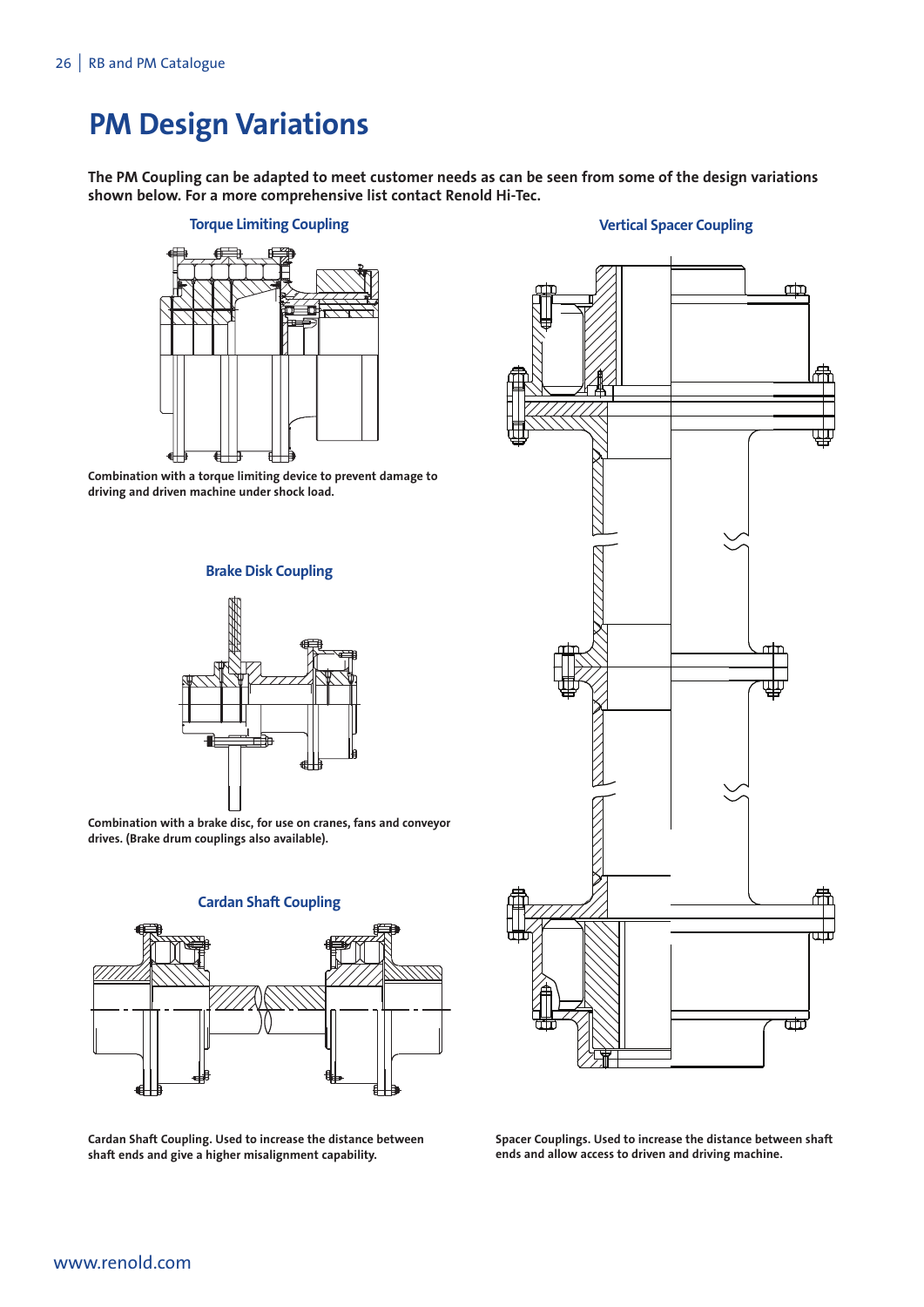# PM Design Variations

**The PM Coupling can be adapted to meet customer needs as can be seen from some of the design variations shown below. For a more comprehensive list contact Renold Hi-Tec.**

### Torque Limiting Coupling

**Combination with a torque limiting device to prevent damage to driving and driven machine under shock load.**

### Brake Disk Coupling

**Combination with a brake disc, for use on cranes, fans and conveyor drives. (Brake drum couplings also available).**

### Cardan Shaft Coupling

**Cardan Shaft Coupling. Used to increase the distance between shaft ends and give a higher misalignment capability.**

### Vertical Spacer Coupling

**Spacer Couplings. Used to increase the distance between shaft ends and allow access to driven and driving machine.**